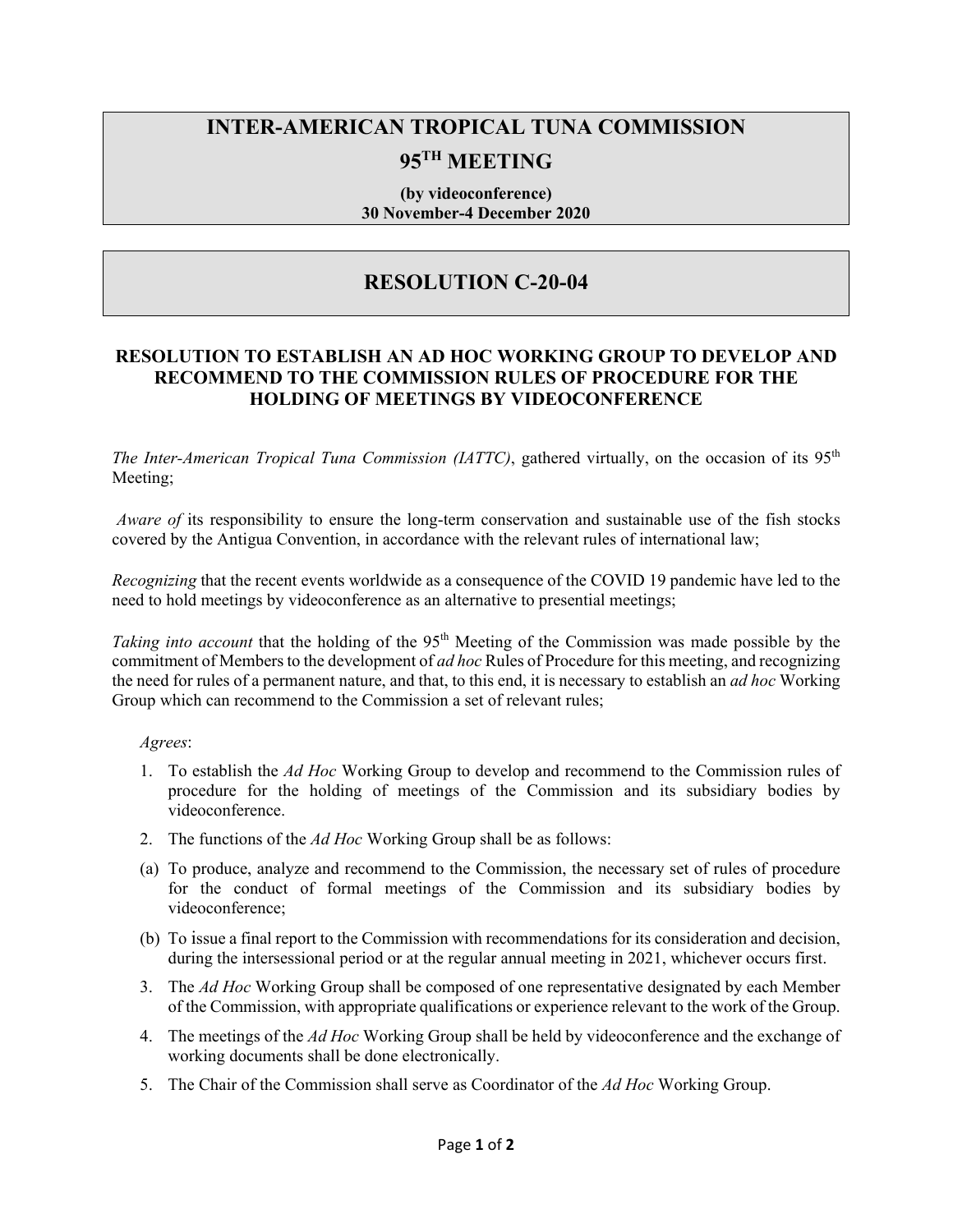# INTER-AMERICAN TROPICAL TUNA COMMISSION

# 95TH MEETING

**(by videoconference)**
**30 November-4 December 2020**

# RESOLUTION C-20-04

## RESOLUTION TO ESTABLISH AN AD HOC WORKING GROUP TO DEVELOP AND RECOMMEND TO THE COMMISSION RULES OF PROCEDURE FOR THE HOLDING OF MEETINGS BY VIDEOCONFERENCE

*The Inter-American Tropical Tuna Commission (IATTC)*, gathered virtually, on the occasion of its 95th Meeting;

*Aware of* its responsibility to ensure the long-term conservation and sustainable use of the fish stocks covered by the Antigua Convention, in accordance with the relevant rules of international law;

*Recognizing* that the recent events worldwide as a consequence of the COVID 19 pandemic have led to the need to hold meetings by videoconference as an alternative to presential meetings;

*Taking into account* that the holding of the 95th Meeting of the Commission was made possible by the commitment of Members to the development of *ad hoc* Rules of Procedure for this meeting, and recognizing the need for rules of a permanent nature, and that, to this end, it is necessary to establish an *ad hoc* Working Group which can recommend to the Commission a set of relevant rules;

*Agrees*:

1. To establish the *Ad Hoc* Working Group to develop and recommend to the Commission rules of procedure for the holding of meetings of the Commission and its subsidiary bodies by videoconference.
2. The functions of the *Ad Hoc* Working Group shall be as follows:

(a) To produce, analyze and recommend to the Commission, the necessary set of rules of procedure for the conduct of formal meetings of the Commission and its subsidiary bodies by videoconference;

(b) To issue a final report to the Commission with recommendations for its consideration and decision, during the intersessional period or at the regular annual meeting in 2021, whichever occurs first.

3. The *Ad Hoc* Working Group shall be composed of one representative designated by each Member of the Commission, with appropriate qualifications or experience relevant to the work of the Group.
4. The meetings of the *Ad Hoc* Working Group shall be held by videoconference and the exchange of working documents shall be done electronically.
5. The Chair of the Commission shall serve as Coordinator of the *Ad Hoc* Working Group.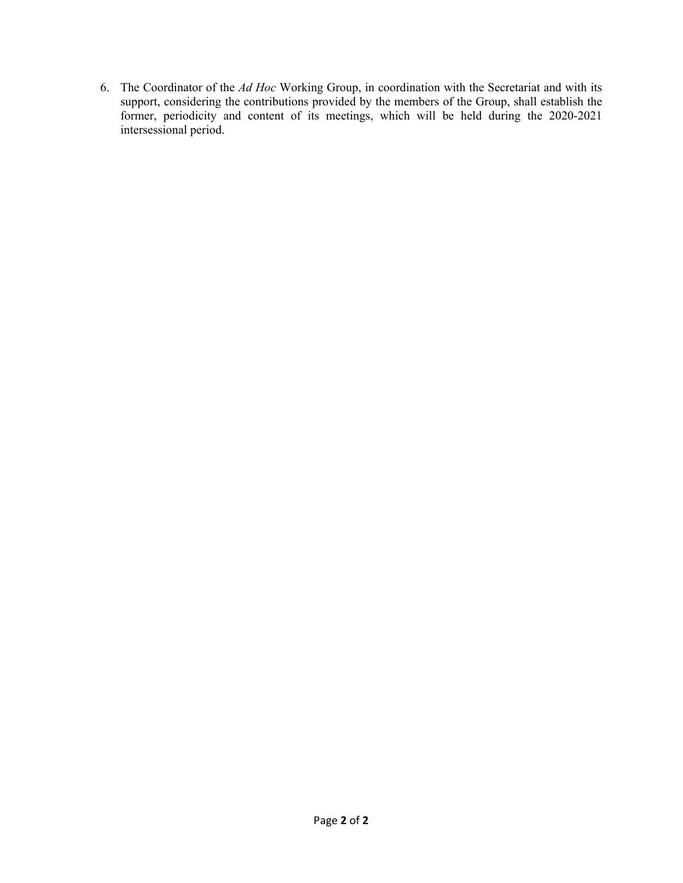6. The Coordinator of the *Ad Hoc* Working Group, in coordination with the Secretariat and with its support, considering the contributions provided by the members of the Group, shall establish the former, periodicity and content of its meetings, which will be held during the 2020-2021 intersessional period.